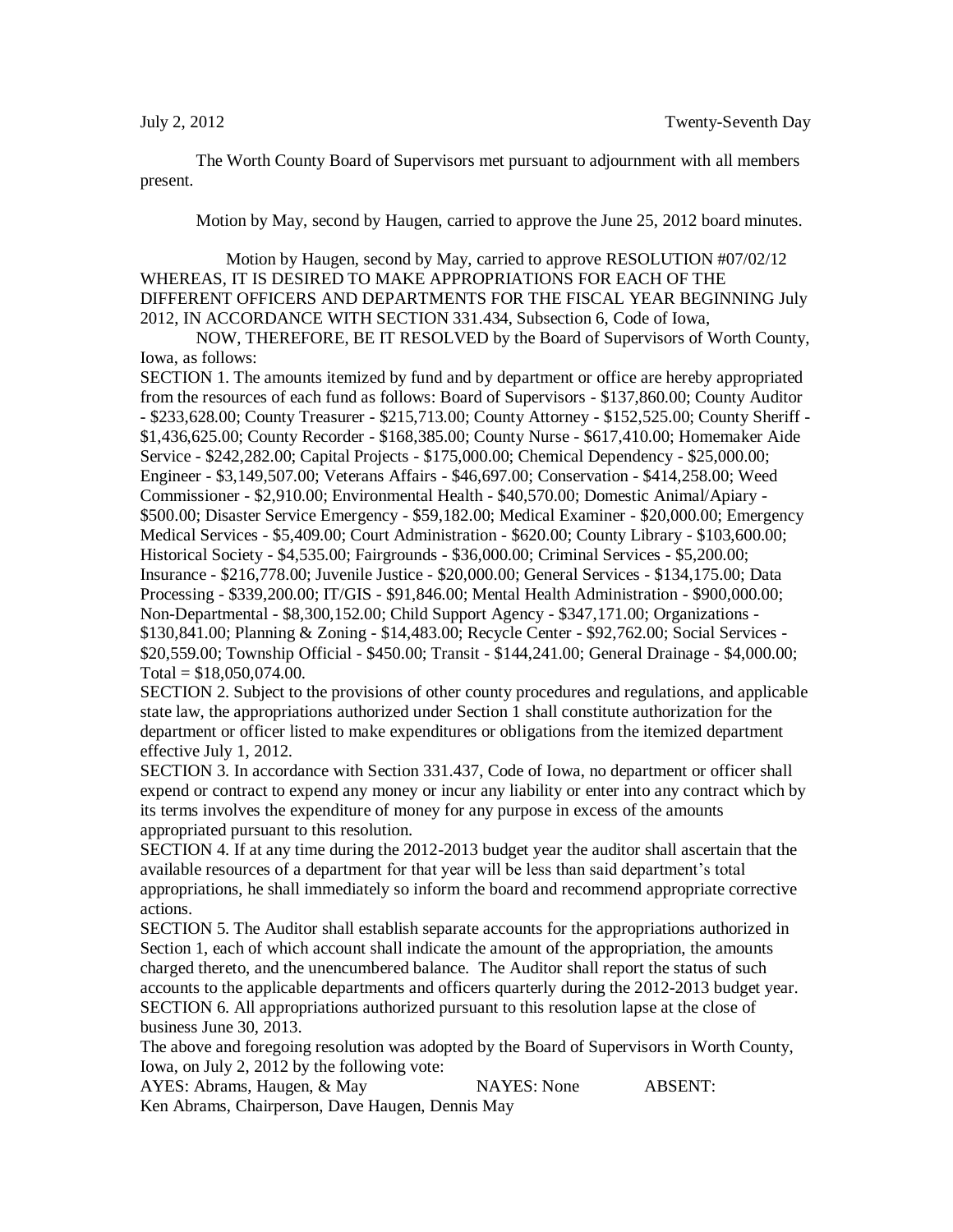July 2, 2012 Twenty-Seventh Day

The Worth County Board of Supervisors met pursuant to adjournment with all members present.

Motion by May, second by Haugen, carried to approve the June 25, 2012 board minutes.

Motion by Haugen, second by May, carried to approve RESOLUTION #07/02/12 WHEREAS, IT IS DESIRED TO MAKE APPROPRIATIONS FOR EACH OF THE DIFFERENT OFFICERS AND DEPARTMENTS FOR THE FISCAL YEAR BEGINNING July 2012, IN ACCORDANCE WITH SECTION 331.434, Subsection 6, Code of Iowa,

NOW, THEREFORE, BE IT RESOLVED by the Board of Supervisors of Worth County, Iowa, as follows:

SECTION 1. The amounts itemized by fund and by department or office are hereby appropriated from the resources of each fund as follows: Board of Supervisors - $137,860.00; County Auditor - $233,628.00; County Treasurer - $215,713.00; County Attorney - $152,525.00; County Sheriff - $1,436,625.00; County Recorder - $168,385.00; County Nurse - $617,410.00; Homemaker Aide Service - $242,282.00; Capital Projects - $175,000.00; Chemical Dependency - $25,000.00; Engineer - $3,149,507.00; Veterans Affairs - $46,697.00; Conservation - $414,258.00; Weed Commissioner - $2,910.00; Environmental Health - $40,570.00; Domestic Animal/Apiary - $500.00; Disaster Service Emergency - $59,182.00; Medical Examiner - $20,000.00; Emergency Medical Services - $5,409.00; Court Administration - $620.00; County Library - $103,600.00; Historical Society - $4,535.00; Fairgrounds - $36,000.00; Criminal Services - $5,200.00; Insurance - $216,778.00; Juvenile Justice - $20,000.00; General Services - $134,175.00; Data Processing - $339,200.00; IT/GIS - $91,846.00; Mental Health Administration - $900,000.00; Non-Departmental - $8,300,152.00; Child Support Agency - $347,171.00; Organizations - $130,841.00; Planning & Zoning - $14,483.00; Recycle Center - $92,762.00; Social Services - $20,559.00; Township Official - $450.00; Transit - $144,241.00; General Drainage - $4,000.00; Total = $18,050,074.00.

SECTION 2. Subject to the provisions of other county procedures and regulations, and applicable state law, the appropriations authorized under Section 1 shall constitute authorization for the department or officer listed to make expenditures or obligations from the itemized department effective July 1, 2012.

SECTION 3. In accordance with Section 331.437, Code of Iowa, no department or officer shall expend or contract to expend any money or incur any liability or enter into any contract which by its terms involves the expenditure of money for any purpose in excess of the amounts appropriated pursuant to this resolution.

SECTION 4. If at any time during the 2012-2013 budget year the auditor shall ascertain that the available resources of a department for that year will be less than said department's total appropriations, he shall immediately so inform the board and recommend appropriate corrective actions.

SECTION 5. The Auditor shall establish separate accounts for the appropriations authorized in Section 1, each of which account shall indicate the amount of the appropriation, the amounts charged thereto, and the unencumbered balance. The Auditor shall report the status of such accounts to the applicable departments and officers quarterly during the 2012-2013 budget year.

SECTION 6. All appropriations authorized pursuant to this resolution lapse at the close of business June 30, 2013.

The above and foregoing resolution was adopted by the Board of Supervisors in Worth County, Iowa, on July 2, 2012 by the following vote:

AYES: Abrams, Haugen, & May NAYES: None ABSENT:

Ken Abrams, Chairperson, Dave Haugen, Dennis May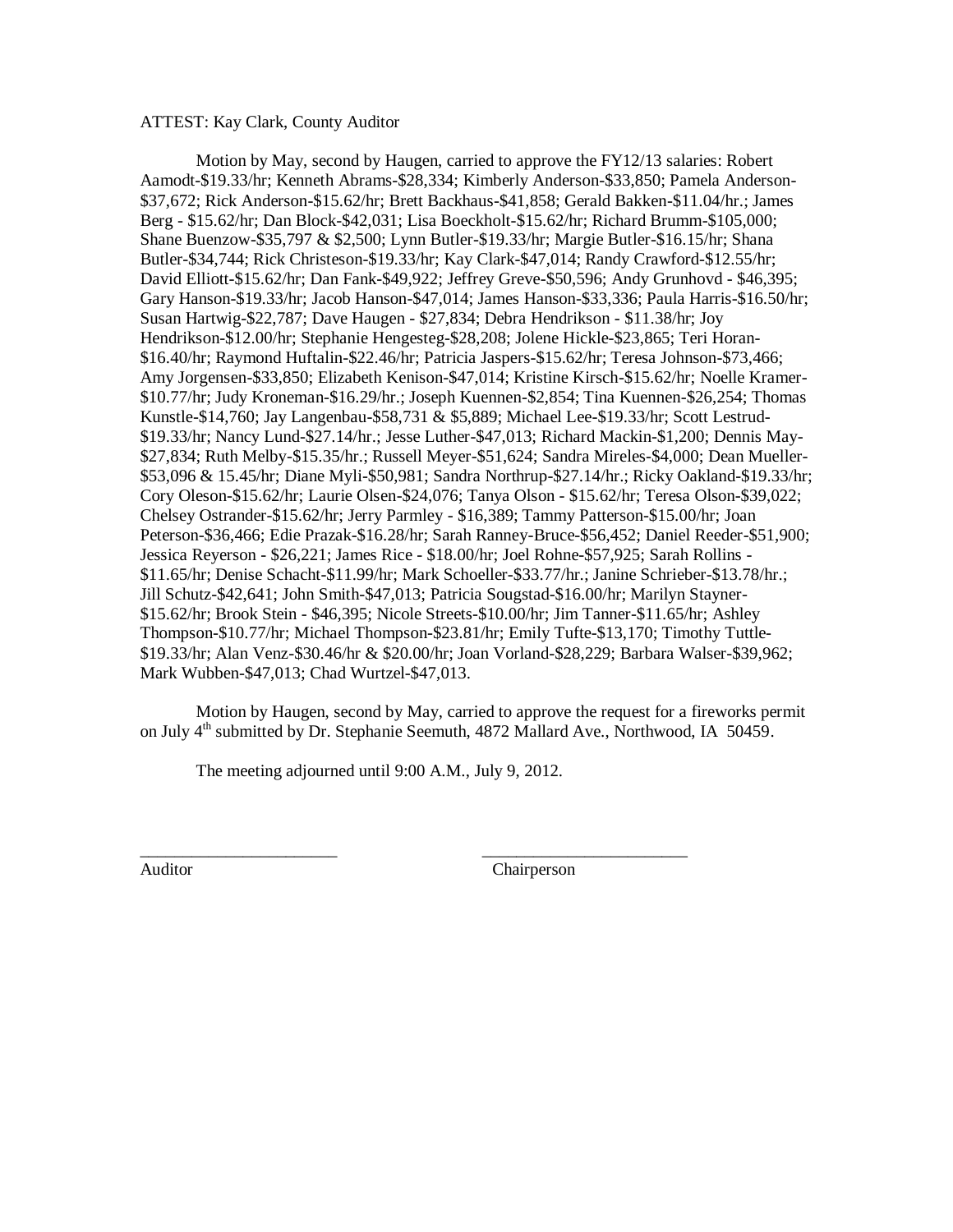ATTEST: Kay Clark, County Auditor

Motion by May, second by Haugen, carried to approve the FY12/13 salaries: Robert Aamodt-$19.33/hr; Kenneth Abrams-$28,334; Kimberly Anderson-$33,850; Pamela Anderson-$37,672; Rick Anderson-$15.62/hr; Brett Backhaus-$41,858; Gerald Bakken-$11.04/hr.; James Berg - $15.62/hr; Dan Block-$42,031; Lisa Boeckholt-$15.62/hr; Richard Brumm-$105,000; Shane Buenzow-$35,797 & $2,500; Lynn Butler-$19.33/hr; Margie Butler-$16.15/hr; Shana Butler-$34,744; Rick Christeson-$19.33/hr; Kay Clark-$47,014; Randy Crawford-$12.55/hr; David Elliott-$15.62/hr; Dan Fank-$49,922; Jeffrey Greve-$50,596; Andy Grunhovd - $46,395; Gary Hanson-$19.33/hr; Jacob Hanson-$47,014; James Hanson-$33,336; Paula Harris-$16.50/hr; Susan Hartwig-$22,787; Dave Haugen - $27,834; Debra Hendrikson - $11.38/hr; Joy Hendrikson-$12.00/hr; Stephanie Hengesteg-$28,208; Jolene Hickle-$23,865; Teri Horan-$16.40/hr; Raymond Huftalin-$22.46/hr; Patricia Jaspers-$15.62/hr; Teresa Johnson-$73,466; Amy Jorgensen-$33,850; Elizabeth Kenison-$47,014; Kristine Kirsch-$15.62/hr; Noelle Kramer-$10.77/hr; Judy Kroneman-$16.29/hr.; Joseph Kuennen-$2,854; Tina Kuennen-$26,254; Thomas Kunstle-$14,760; Jay Langenbau-$58,731 & $5,889; Michael Lee-$19.33/hr; Scott Lestrud-$19.33/hr; Nancy Lund-$27.14/hr.; Jesse Luther-$47,013; Richard Mackin-$1,200; Dennis May-$27,834; Ruth Melby-$15.35/hr.; Russell Meyer-$51,624; Sandra Mireles-$4,000; Dean Mueller-$53,096 & 15.45/hr; Diane Myli-$50,981; Sandra Northrup-$27.14/hr.; Ricky Oakland-$19.33/hr; Cory Oleson-$15.62/hr; Laurie Olsen-$24,076; Tanya Olson - $15.62/hr; Teresa Olson-$39,022; Chelsey Ostrander-$15.62/hr; Jerry Parmley - $16,389; Tammy Patterson-$15.00/hr; Joan Peterson-$36,466; Edie Prazak-$16.28/hr; Sarah Ranney-Bruce-$56,452; Daniel Reeder-$51,900; Jessica Reyerson - $26,221; James Rice - $18.00/hr; Joel Rohne-$57,925; Sarah Rollins - $11.65/hr; Denise Schacht-$11.99/hr; Mark Schoeller-$33.77/hr.; Janine Schrieber-$13.78/hr.; Jill Schutz-$42,641; John Smith-$47,013; Patricia Sougstad-$16.00/hr; Marilyn Stayner-$15.62/hr; Brook Stein - $46,395; Nicole Streets-$10.00/hr; Jim Tanner-$11.65/hr; Ashley Thompson-$10.77/hr; Michael Thompson-$23.81/hr; Emily Tufte-$13,170; Timothy Tuttle-$19.33/hr; Alan Venz-$30.46/hr & $20.00/hr; Joan Vorland-$28,229; Barbara Walser-$39,962; Mark Wubben-$47,013; Chad Wurtzel-$47,013.

Motion by Haugen, second by May, carried to approve the request for a fireworks permit on July 4th submitted by Dr. Stephanie Seemuth, 4872 Mallard Ave., Northwood, IA 50459.

The meeting adjourned until 9:00 A.M., July 9, 2012.

_______________________ _______________________

Auditor Chairperson